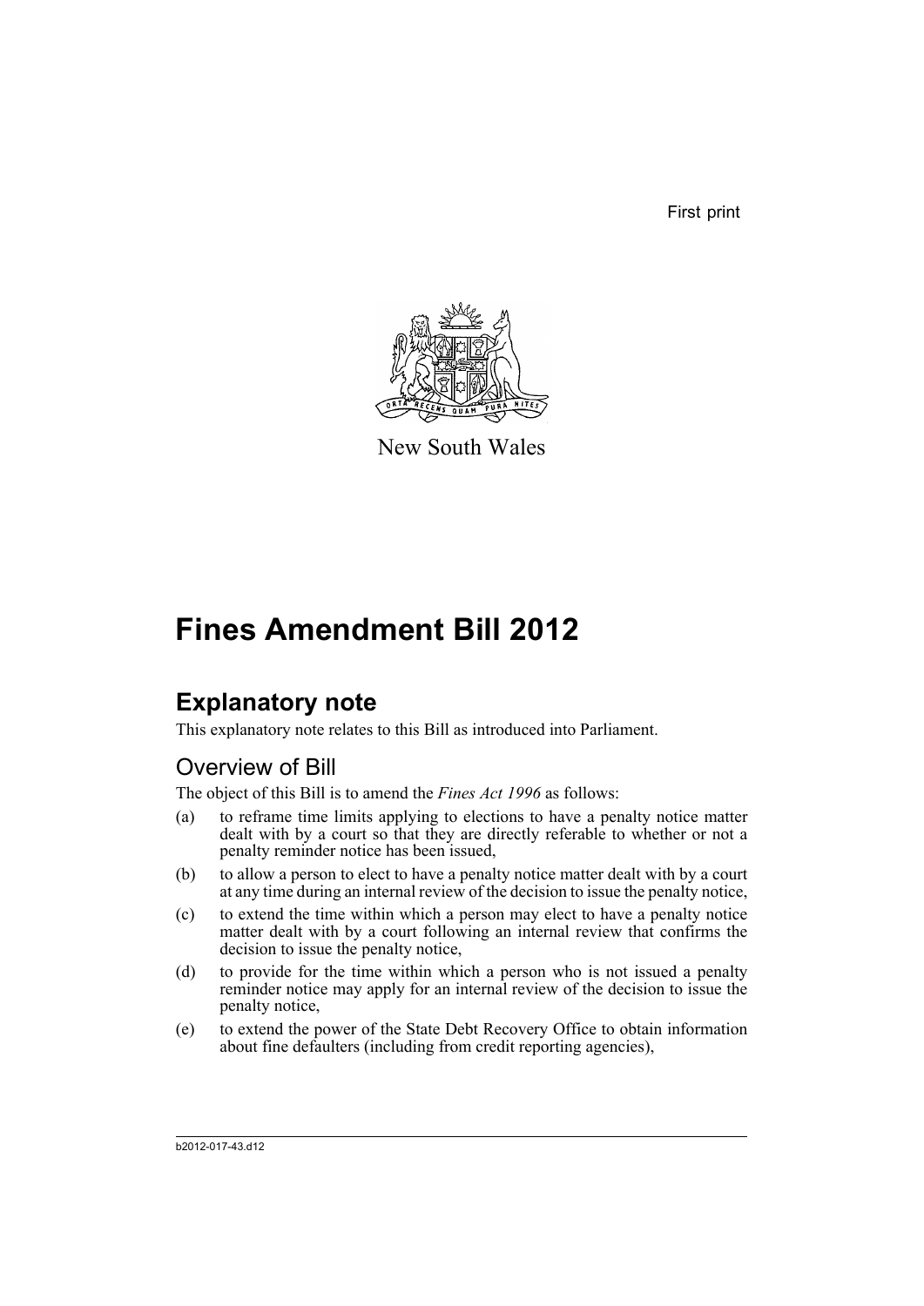First print

New South Wales

# Fines Amendment Bill 2012

## Explanatory note

This explanatory note relates to this Bill as introduced into Parliament.

### Overview of Bill

The object of this Bill is to amend the *Fines Act 1996* as follows:

(a) to reframe time limits applying to elections to have a penalty notice matter dealt with by a court so that they are directly referable to whether or not a penalty reminder notice has been issued,

(b) to allow a person to elect to have a penalty notice matter dealt with by a court at any time during an internal review of the decision to issue the penalty notice,

(c) to extend the time within which a person may elect to have a penalty notice matter dealt with by a court following an internal review that confirms the decision to issue the penalty notice,

(d) to provide for the time within which a person who is not issued a penalty reminder notice may apply for an internal review of the decision to issue the penalty notice,

(e) to extend the power of the State Debt Recovery Office to obtain information about fine defaulters (including from credit reporting agencies),

b2012-017-43.d12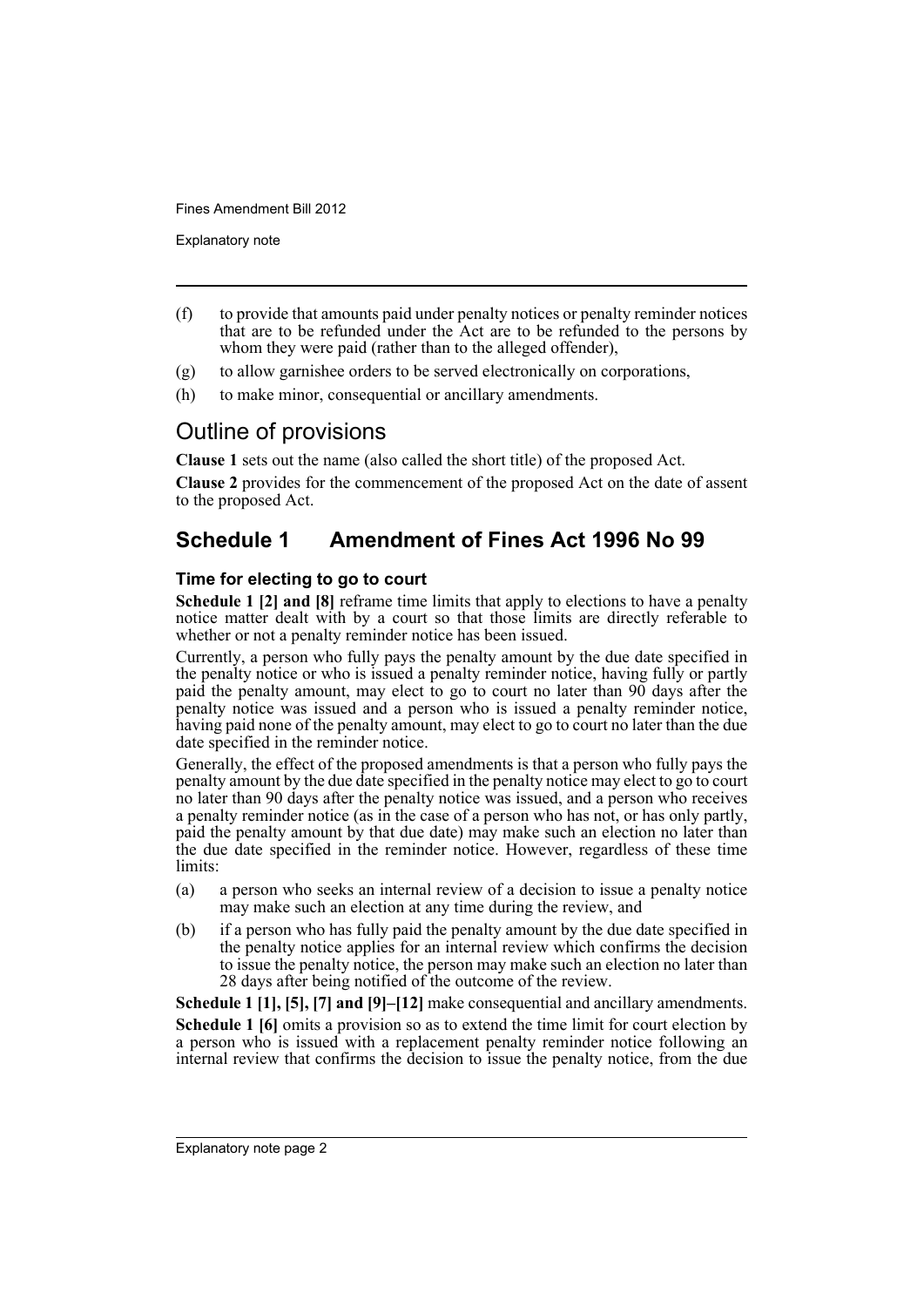- (f) to provide that amounts paid under penalty notices or penalty reminder notices that are to be refunded under the Act are to be refunded to the persons by whom they were paid (rather than to the alleged offender),
- (g) to allow garnishee orders to be served electronically on corporations,
- (h) to make minor, consequential or ancillary amendments.

## Outline of provisions

**Clause 1** sets out the name (also called the short title) of the proposed Act.

**Clause 2** provides for the commencement of the proposed Act on the date of assent to the proposed Act.

## Schedule 1 Amendment of Fines Act 1996 No 99

### Time for electing to go to court

**Schedule 1 [2] and [8]** reframe time limits that apply to elections to have a penalty notice matter dealt with by a court so that those limits are directly referable to whether or not a penalty reminder notice has been issued.

Currently, a person who fully pays the penalty amount by the due date specified in the penalty notice or who is issued a penalty reminder notice, having fully or partly paid the penalty amount, may elect to go to court no later than 90 days after the penalty notice was issued and a person who is issued a penalty reminder notice, having paid none of the penalty amount, may elect to go to court no later than the due date specified in the reminder notice.

Generally, the effect of the proposed amendments is that a person who fully pays the penalty amount by the due date specified in the penalty notice may elect to go to court no later than 90 days after the penalty notice was issued, and a person who receives a penalty reminder notice (as in the case of a person who has not, or has only partly, paid the penalty amount by that due date) may make such an election no later than the due date specified in the reminder notice. However, regardless of these time limits:

- (a) a person who seeks an internal review of a decision to issue a penalty notice may make such an election at any time during the review, and
- (b) if a person who has fully paid the penalty amount by the due date specified in the penalty notice applies for an internal review which confirms the decision to issue the penalty notice, the person may make such an election no later than 28 days after being notified of the outcome of the review.

**Schedule 1 [1], [5], [7] and [9]–[12]** make consequential and ancillary amendments.

**Schedule 1 [6]** omits a provision so as to extend the time limit for court election by a person who is issued with a replacement penalty reminder notice following an internal review that confirms the decision to issue the penalty notice, from the due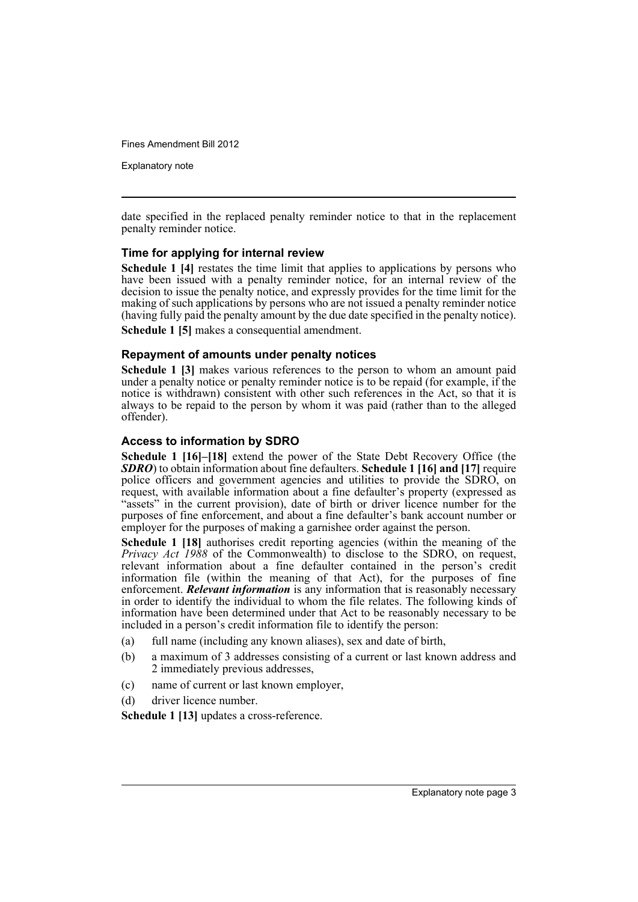date specified in the replaced penalty reminder notice to that in the replacement penalty reminder notice.

### Time for applying for internal review

**Schedule 1 [4]** restates the time limit that applies to applications by persons who have been issued with a penalty reminder notice, for an internal review of the decision to issue the penalty notice, and expressly provides for the time limit for the making of such applications by persons who are not issued a penalty reminder notice (having fully paid the penalty amount by the due date specified in the penalty notice).

**Schedule 1 [5]** makes a consequential amendment.

### Repayment of amounts under penalty notices

**Schedule 1 [3]** makes various references to the person to whom an amount paid under a penalty notice or penalty reminder notice is to be repaid (for example, if the notice is withdrawn) consistent with other such references in the Act, so that it is always to be repaid to the person by whom it was paid (rather than to the alleged offender).

### Access to information by SDRO

**Schedule 1 [16]–[18]** extend the power of the State Debt Recovery Office (the ***SDRO***) to obtain information about fine defaulters. **Schedule 1 [16] and [17]** require police officers and government agencies and utilities to provide the SDRO, on request, with available information about a fine defaulter's property (expressed as "assets" in the current provision), date of birth or driver licence number for the purposes of fine enforcement, and about a fine defaulter's bank account number or employer for the purposes of making a garnishee order against the person.

**Schedule 1 [18]** authorises credit reporting agencies (within the meaning of the *Privacy Act 1988* of the Commonwealth) to disclose to the SDRO, on request, relevant information about a fine defaulter contained in the person's credit information file (within the meaning of that Act), for the purposes of fine enforcement. ***Relevant information*** is any information that is reasonably necessary in order to identify the individual to whom the file relates. The following kinds of information have been determined under that Act to be reasonably necessary to be included in a person's credit information file to identify the person:

(a) full name (including any known aliases), sex and date of birth,

(b) a maximum of 3 addresses consisting of a current or last known address and 2 immediately previous addresses,

(c) name of current or last known employer,

(d) driver licence number.

**Schedule 1 [13]** updates a cross-reference.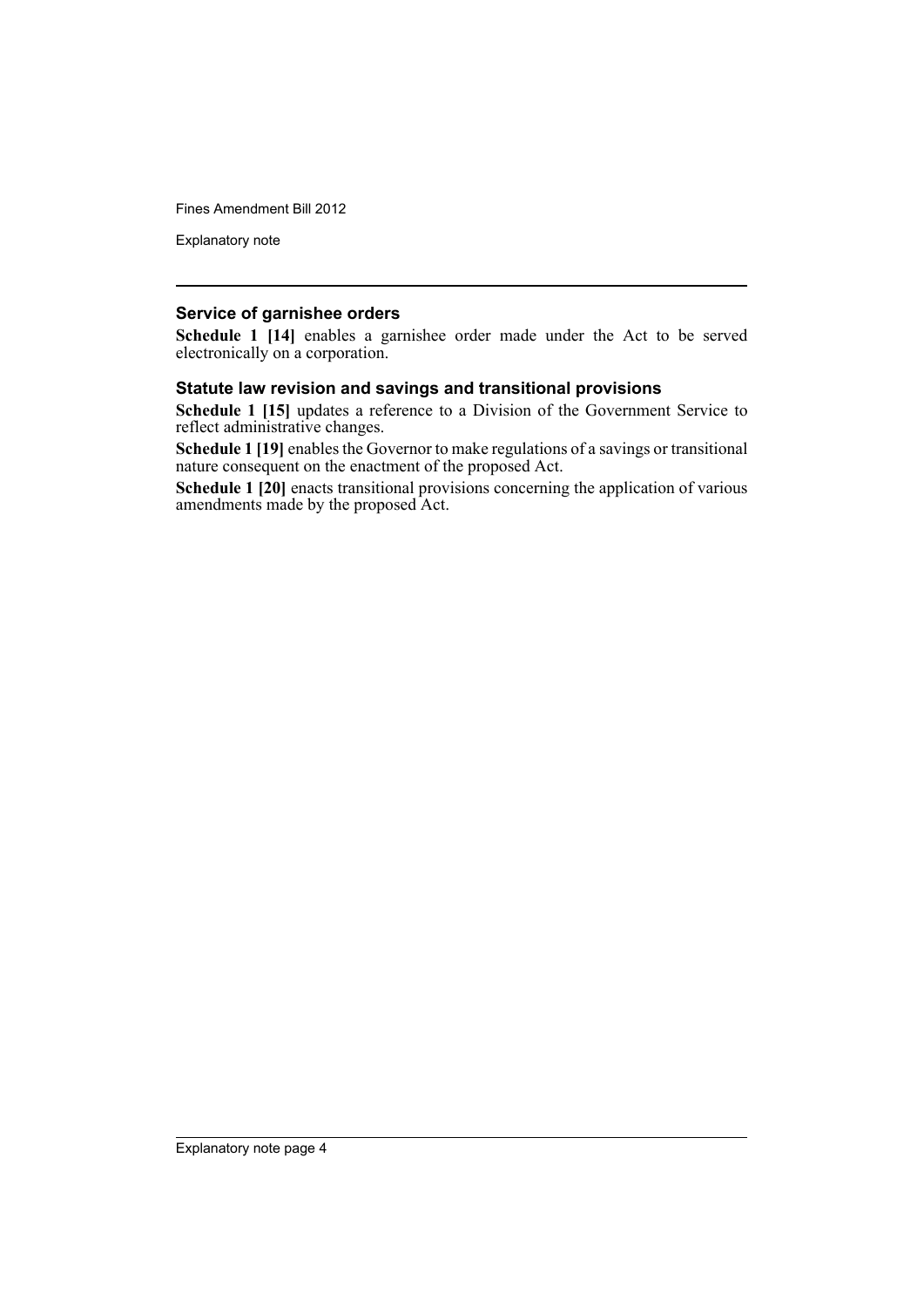### Service of garnishee orders

**Schedule 1 [14]** enables a garnishee order made under the Act to be served electronically on a corporation.

### Statute law revision and savings and transitional provisions

**Schedule 1 [15]** updates a reference to a Division of the Government Service to reflect administrative changes.

**Schedule 1 [19]** enables the Governor to make regulations of a savings or transitional nature consequent on the enactment of the proposed Act.

**Schedule 1 [20]** enacts transitional provisions concerning the application of various amendments made by the proposed Act.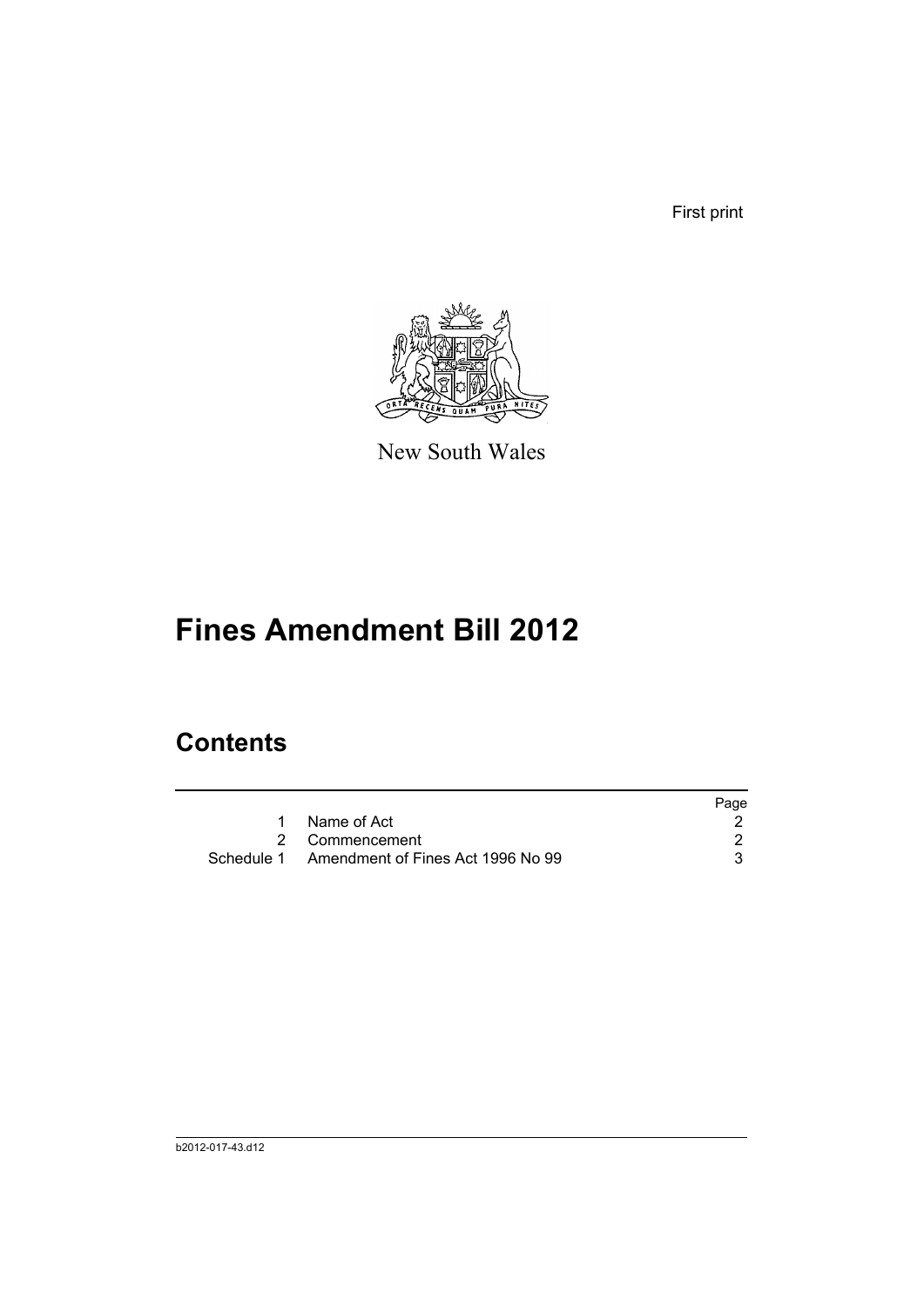First print

New South Wales

# Fines Amendment Bill 2012

## Contents

| | | Page |
|---|---|---|
| 1 | Name of Act | 2 |
| 2 | Commencement | 2 |
| Schedule 1 | Amendment of Fines Act 1996 No 99 | 3 |

b2012-017-43.d12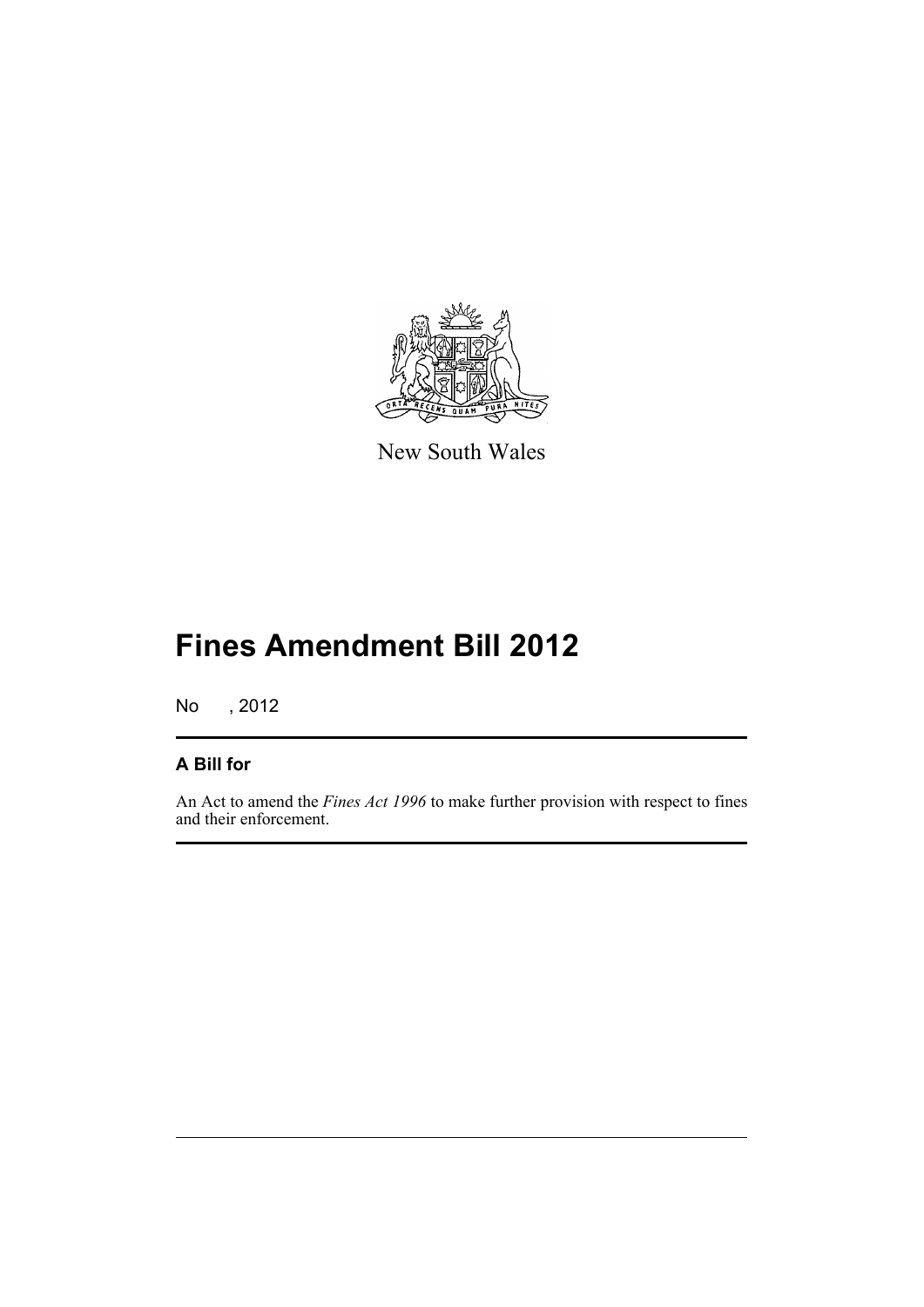New South Wales

# Fines Amendment Bill 2012

No , 2012

## A Bill for

An Act to amend the *Fines Act 1996* to make further provision with respect to fines and their enforcement.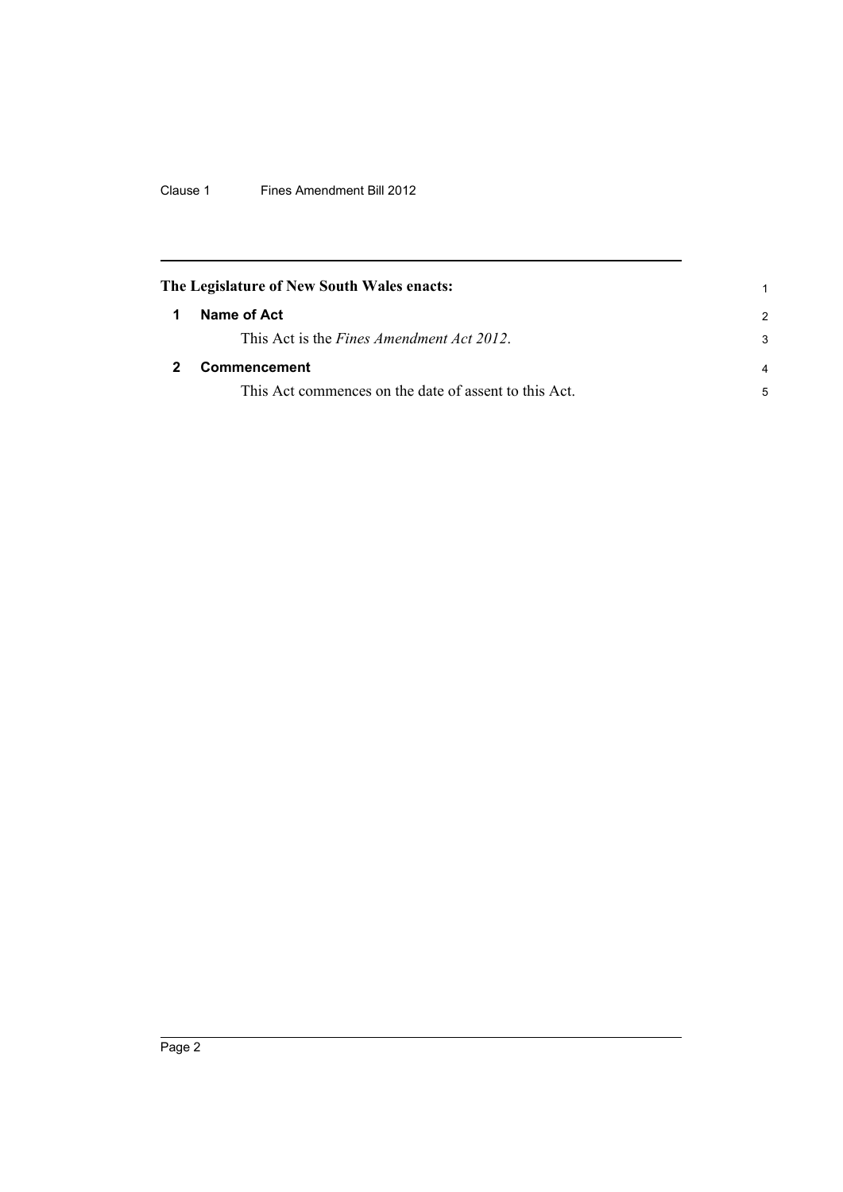**The Legislature of New South Wales enacts:**

## 1 Name of Act

This Act is the *Fines Amendment Act 2012*.

## 2 Commencement

This Act commences on the date of assent to this Act.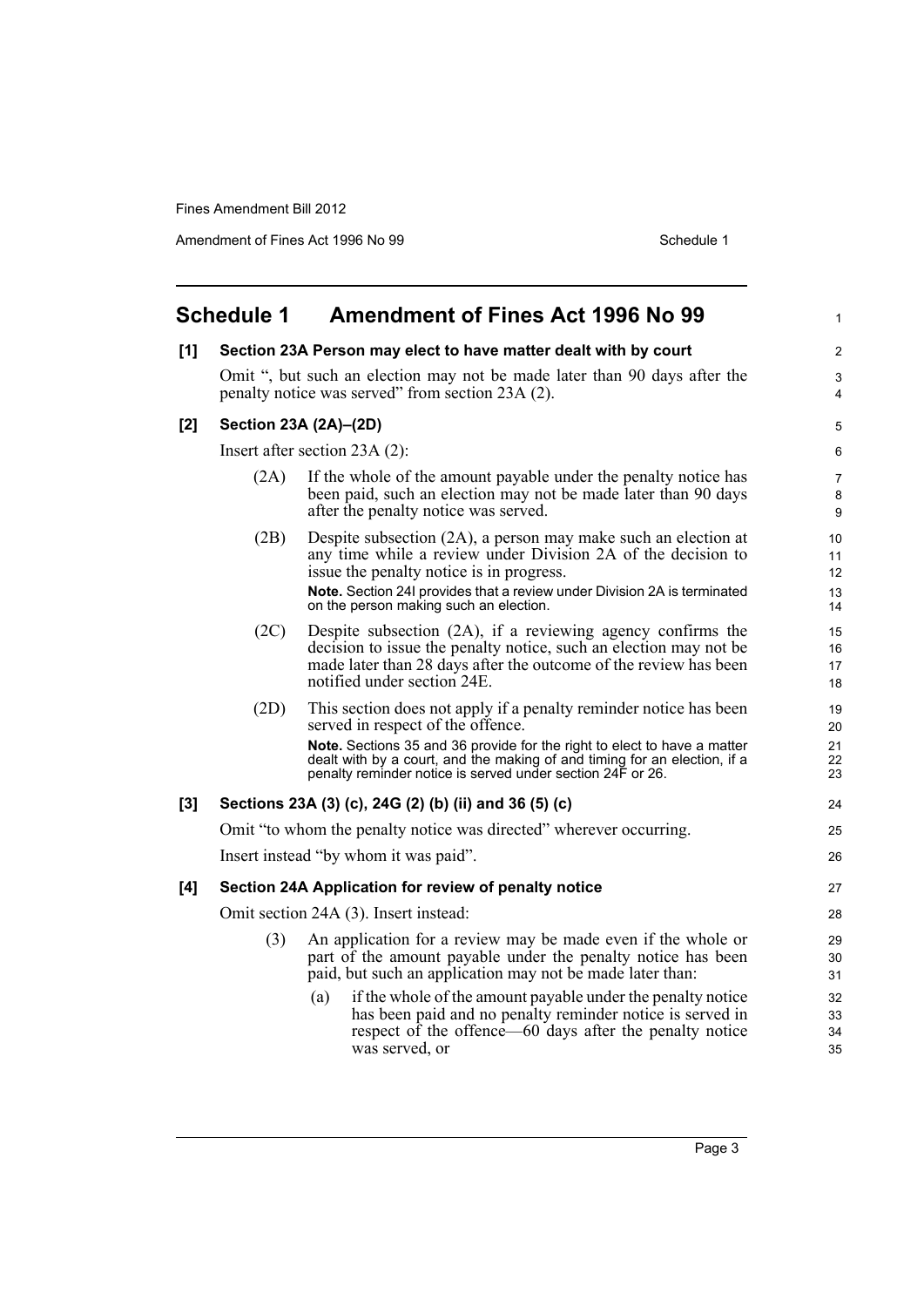## Schedule 1 Amendment of Fines Act 1996 No 99

**[1] Section 23A Person may elect to have matter dealt with by court**

Omit ", but such an election may not be made later than 90 days after the penalty notice was served" from section 23A (2).

**[2] Section 23A (2A)–(2D)**

Insert after section 23A (2):

(2A) If the whole of the amount payable under the penalty notice has been paid, such an election may not be made later than 90 days after the penalty notice was served.

(2B) Despite subsection (2A), a person may make such an election at any time while a review under Division 2A of the decision to issue the penalty notice is in progress.

**Note.** Section 24I provides that a review under Division 2A is terminated on the person making such an election.

(2C) Despite subsection (2A), if a reviewing agency confirms the decision to issue the penalty notice, such an election may not be made later than 28 days after the outcome of the review has been notified under section 24E.

(2D) This section does not apply if a penalty reminder notice has been served in respect of the offence.

**Note.** Sections 35 and 36 provide for the right to elect to have a matter dealt with by a court, and the making of and timing for an election, if a penalty reminder notice is served under section 24F or 26.

**[3] Sections 23A (3) (c), 24G (2) (b) (ii) and 36 (5) (c)**

Omit "to whom the penalty notice was directed" wherever occurring.

Insert instead "by whom it was paid".

**[4] Section 24A Application for review of penalty notice**

Omit section 24A (3). Insert instead:

(3) An application for a review may be made even if the whole or part of the amount payable under the penalty notice has been paid, but such an application may not be made later than:

(a) if the whole of the amount payable under the penalty notice has been paid and no penalty reminder notice is served in respect of the offence—60 days after the penalty notice was served, or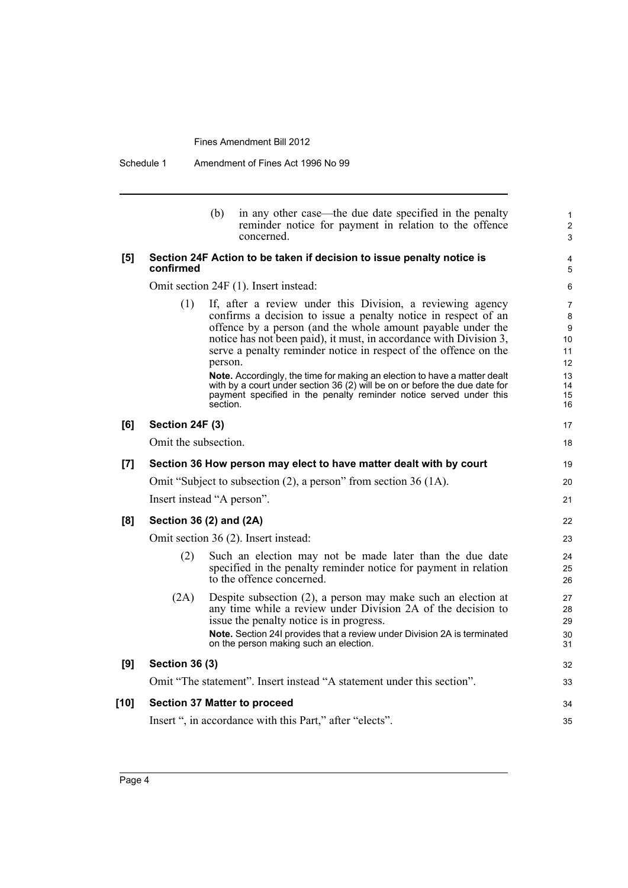(b) in any other case—the due date specified in the penalty reminder notice for payment in relation to the offence concerned.

**[5] Section 24F Action to be taken if decision to issue penalty notice is confirmed**

Omit section 24F (1). Insert instead:

(1) If, after a review under this Division, a reviewing agency confirms a decision to issue a penalty notice in respect of an offence by a person (and the whole amount payable under the notice has not been paid), it must, in accordance with Division 3, serve a penalty reminder notice in respect of the offence on the person.

**Note.** Accordingly, the time for making an election to have a matter dealt with by a court under section 36 (2) will be on or before the due date for payment specified in the penalty reminder notice served under this section.

**[6] Section 24F (3)**

Omit the subsection.

**[7] Section 36 How person may elect to have matter dealt with by court**

Omit "Subject to subsection (2), a person" from section 36 (1A).

Insert instead "A person".

**[8] Section 36 (2) and (2A)**

Omit section 36 (2). Insert instead:

(2) Such an election may not be made later than the due date specified in the penalty reminder notice for payment in relation to the offence concerned.

(2A) Despite subsection (2), a person may make such an election at any time while a review under Division 2A of the decision to issue the penalty notice is in progress.

**Note.** Section 24I provides that a review under Division 2A is terminated on the person making such an election.

**[9] Section 36 (3)**

Omit "The statement". Insert instead "A statement under this section".

**[10] Section 37 Matter to proceed**

Insert ", in accordance with this Part," after "elects".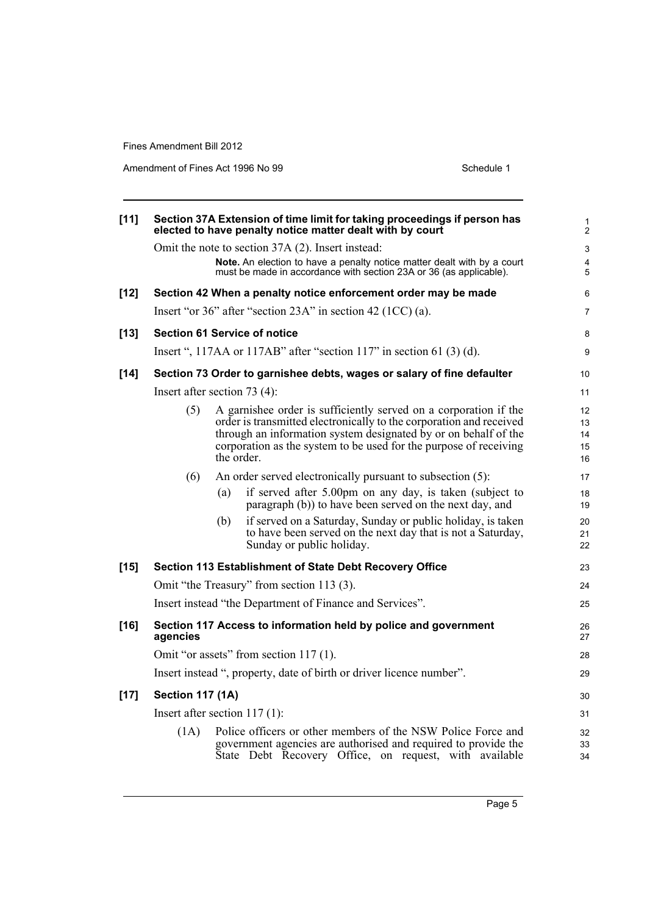**[11] Section 37A Extension of time limit for taking proceedings if person has elected to have penalty notice matter dealt with by court**

Omit the note to section 37A (2). Insert instead:

> **Note.** An election to have a penalty notice matter dealt with by a court must be made in accordance with section 23A or 36 (as applicable).

**[12] Section 42 When a penalty notice enforcement order may be made**

Insert "or 36" after "section 23A" in section 42 (1CC) (a).

**[13] Section 61 Service of notice**

Insert ", 117AA or 117AB" after "section 117" in section 61 (3) (d).

**[14] Section 73 Order to garnishee debts, wages or salary of fine defaulter**

Insert after section 73 (4):

(5) A garnishee order is sufficiently served on a corporation if the order is transmitted electronically to the corporation and received through an information system designated by or on behalf of the corporation as the system to be used for the purpose of receiving the order.

(6) An order served electronically pursuant to subsection (5):

- (a) if served after 5.00pm on any day, is taken (subject to paragraph (b)) to have been served on the next day, and
- (b) if served on a Saturday, Sunday or public holiday, is taken to have been served on the next day that is not a Saturday, Sunday or public holiday.

**[15] Section 113 Establishment of State Debt Recovery Office**

Omit "the Treasury" from section 113 (3).

Insert instead "the Department of Finance and Services".

**[16] Section 117 Access to information held by police and government agencies**

Omit "or assets" from section 117 (1).

Insert instead ", property, date of birth or driver licence number".

**[17] Section 117 (1A)**

Insert after section 117 (1):

(1A) Police officers or other members of the NSW Police Force and government agencies are authorised and required to provide the State Debt Recovery Office, on request, with available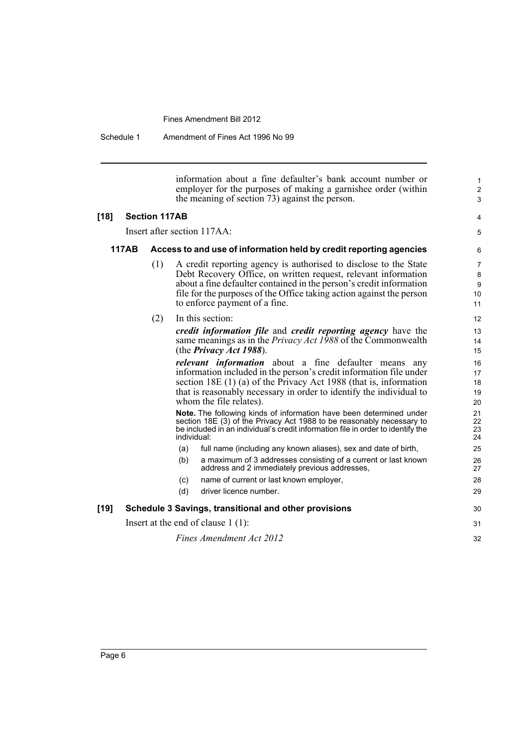information about a fine defaulter's bank account number or employer for the purposes of making a garnishee order (within the meaning of section 73) against the person.

**[18] Section 117AB**

Insert after section 117AA:

**117AB Access to and use of information held by credit reporting agencies**

(1) A credit reporting agency is authorised to disclose to the State Debt Recovery Office, on written request, relevant information about a fine defaulter contained in the person's credit information file for the purposes of the Office taking action against the person to enforce payment of a fine.

(2) In this section:

***credit information file*** and ***credit reporting agency*** have the same meanings as in the *Privacy Act 1988* of the Commonwealth (the ***Privacy Act 1988***).

***relevant information*** about a fine defaulter means any information included in the person's credit information file under section 18E (1) (a) of the Privacy Act 1988 (that is, information that is reasonably necessary in order to identify the individual to whom the file relates).

**Note.** The following kinds of information have been determined under section 18E (3) of the Privacy Act 1988 to be reasonably necessary to be included in an individual's credit information file in order to identify the individual:

(a) full name (including any known aliases), sex and date of birth,

(b) a maximum of 3 addresses consisting of a current or last known address and 2 immediately previous addresses,

(c) name of current or last known employer,

(d) driver licence number.

**[19] Schedule 3 Savings, transitional and other provisions**

Insert at the end of clause 1 (1):

*Fines Amendment Act 2012*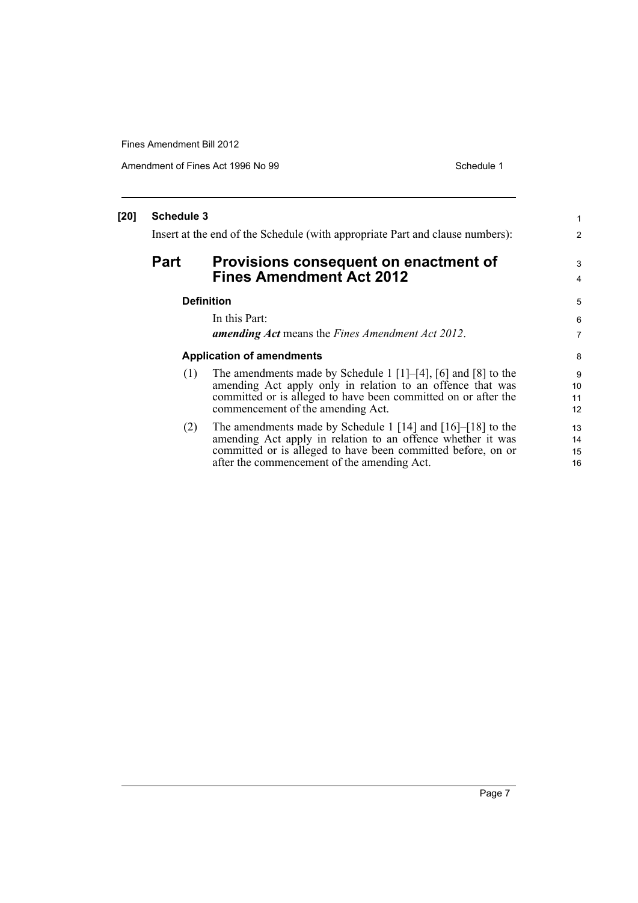**[20] Schedule 3**

Insert at the end of the Schedule (with appropriate Part and clause numbers):

## Part Provisions consequent on enactment of Fines Amendment Act 2012

### Definition

In this Part:

***amending Act*** means the *Fines Amendment Act 2012*.

### Application of amendments

(1) The amendments made by Schedule 1 [1]–[4], [6] and [8] to the amending Act apply only in relation to an offence that was committed or is alleged to have been committed on or after the commencement of the amending Act.

(2) The amendments made by Schedule 1 [14] and [16]–[18] to the amending Act apply in relation to an offence whether it was committed or is alleged to have been committed before, on or after the commencement of the amending Act.